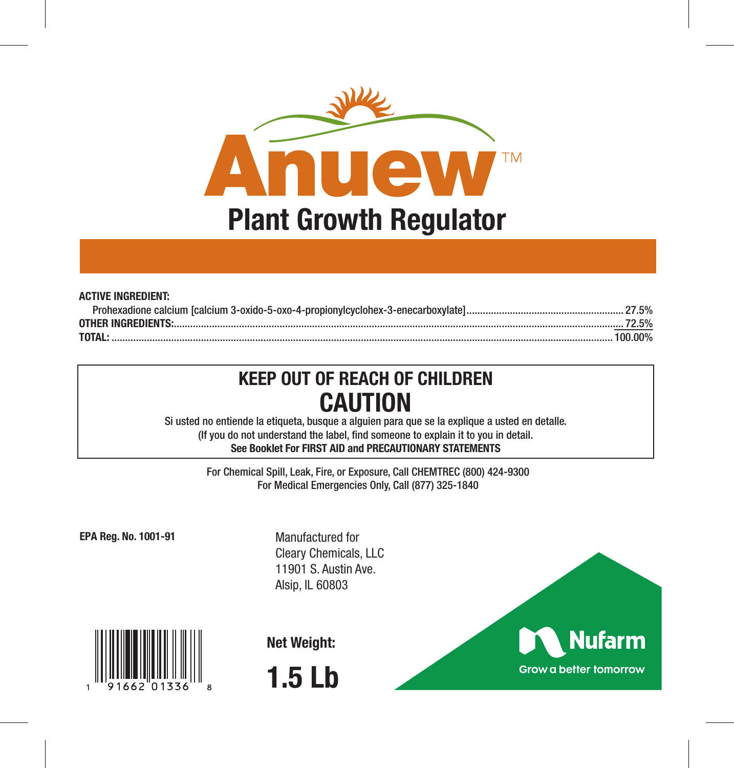# Anuew™

## Plant Growth Regulator

**ACTIVE INGREDIENT:**

| | |
|---|---|
| Prohexadione calcium [calcium 3-oxido-5-oxo-4-propionylcyclohex-3-enecarboxylate] | 27.5% |
| **OTHER INGREDIENTS:** | 72.5% |
| **TOTAL:** | 100.00% |

## KEEP OUT OF REACH OF CHILDREN

## CAUTION

Si usted no entiende la etiqueta, busque a alguien para que se la explique a usted en detalle.
(If you do not understand the label, find someone to explain it to you in detail.
**See Booklet For FIRST AID and PRECAUTIONARY STATEMENTS**

For Chemical Spill, Leak, Fire, or Exposure, Call CHEMTREC (800) 424-9300
For Medical Emergencies Only, Call (877) 325-1840

**EPA Reg. No. 1001-91**

Manufactured for
Cleary Chemicals, LLC
11901 S. Austin Ave.
Alsip, IL 60803

1 91662 01336 8

**Net Weight:**

**1.5 Lb**

Nufarm
Grow a better tomorrow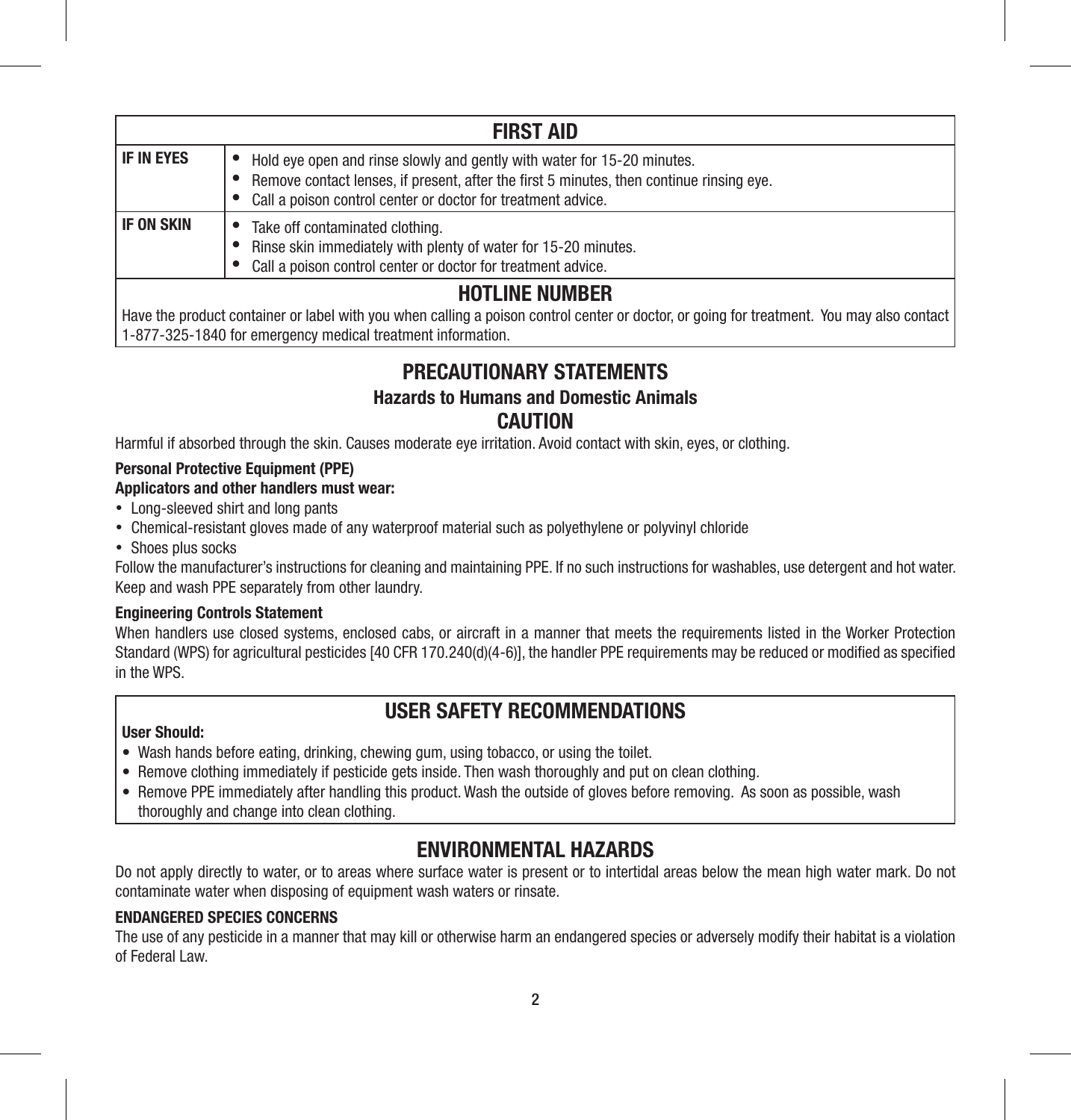## FIRST AID

| | |
|---|---|
| **IF IN EYES** | • Hold eye open and rinse slowly and gently with water for 15-20 minutes.<br>• Remove contact lenses, if present, after the first 5 minutes, then continue rinsing eye.<br>• Call a poison control center or doctor for treatment advice. |
| **IF ON SKIN** | • Take off contaminated clothing.<br>• Rinse skin immediately with plenty of water for 15-20 minutes.<br>• Call a poison control center or doctor for treatment advice. |

### HOTLINE NUMBER

Have the product container or label with you when calling a poison control center or doctor, or going for treatment. You may also contact 1-877-325-1840 for emergency medical treatment information.

## PRECAUTIONARY STATEMENTS

### Hazards to Humans and Domestic Animals

### CAUTION

Harmful if absorbed through the skin. Causes moderate eye irritation. Avoid contact with skin, eyes, or clothing.

**Personal Protective Equipment (PPE)**

**Applicators and other handlers must wear:**

- Long-sleeved shirt and long pants
- Chemical-resistant gloves made of any waterproof material such as polyethylene or polyvinyl chloride
- Shoes plus socks

Follow the manufacturer's instructions for cleaning and maintaining PPE. If no such instructions for washables, use detergent and hot water. Keep and wash PPE separately from other laundry.

**Engineering Controls Statement**

When handlers use closed systems, enclosed cabs, or aircraft in a manner that meets the requirements listed in the Worker Protection Standard (WPS) for agricultural pesticides [40 CFR 170.240(d)(4-6)], the handler PPE requirements may be reduced or modified as specified in the WPS.

## USER SAFETY RECOMMENDATIONS

**User Should:**

- Wash hands before eating, drinking, chewing gum, using tobacco, or using the toilet.
- Remove clothing immediately if pesticide gets inside. Then wash thoroughly and put on clean clothing.
- Remove PPE immediately after handling this product. Wash the outside of gloves before removing. As soon as possible, wash thoroughly and change into clean clothing.

## ENVIRONMENTAL HAZARDS

Do not apply directly to water, or to areas where surface water is present or to intertidal areas below the mean high water mark. Do not contaminate water when disposing of equipment wash waters or rinsate.

**ENDANGERED SPECIES CONCERNS**

The use of any pesticide in a manner that may kill or otherwise harm an endangered species or adversely modify their habitat is a violation of Federal Law.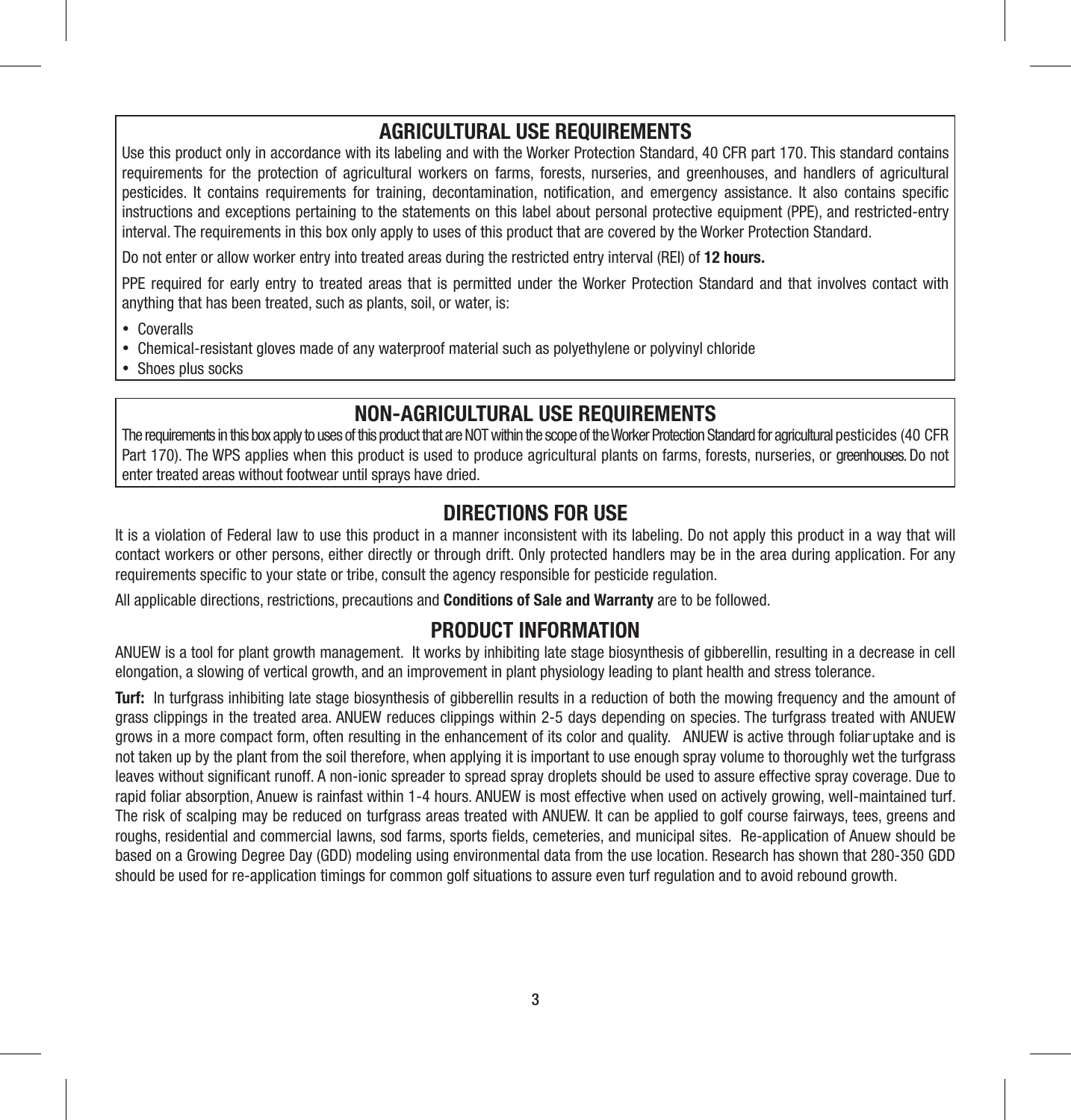## AGRICULTURAL USE REQUIREMENTS

Use this product only in accordance with its labeling and with the Worker Protection Standard, 40 CFR part 170. This standard contains requirements for the protection of agricultural workers on farms, forests, nurseries, and greenhouses, and handlers of agricultural pesticides. It contains requirements for training, decontamination, notification, and emergency assistance. It also contains specific instructions and exceptions pertaining to the statements on this label about personal protective equipment (PPE), and restricted-entry interval. The requirements in this box only apply to uses of this product that are covered by the Worker Protection Standard.

Do not enter or allow worker entry into treated areas during the restricted entry interval (REI) of **12 hours.**

PPE required for early entry to treated areas that is permitted under the Worker Protection Standard and that involves contact with anything that has been treated, such as plants, soil, or water, is:

- Coveralls
- Chemical-resistant gloves made of any waterproof material such as polyethylene or polyvinyl chloride
- Shoes plus socks

## NON-AGRICULTURAL USE REQUIREMENTS

The requirements in this box apply to uses of this product that are NOT within the scope of the Worker Protection Standard for agricultural pesticides (40 CFR Part 170). The WPS applies when this product is used to produce agricultural plants on farms, forests, nurseries, or greenhouses. Do not enter treated areas without footwear until sprays have dried.

## DIRECTIONS FOR USE

It is a violation of Federal law to use this product in a manner inconsistent with its labeling. Do not apply this product in a way that will contact workers or other persons, either directly or through drift. Only protected handlers may be in the area during application. For any requirements specific to your state or tribe, consult the agency responsible for pesticide regulation.

All applicable directions, restrictions, precautions and **Conditions of Sale and Warranty** are to be followed.

## PRODUCT INFORMATION

ANUEW is a tool for plant growth management. It works by inhibiting late stage biosynthesis of gibberellin, resulting in a decrease in cell elongation, a slowing of vertical growth, and an improvement in plant physiology leading to plant health and stress tolerance.

**Turf:** In turfgrass inhibiting late stage biosynthesis of gibberellin results in a reduction of both the mowing frequency and the amount of grass clippings in the treated area. ANUEW reduces clippings within 2-5 days depending on species. The turfgrass treated with ANUEW grows in a more compact form, often resulting in the enhancement of its color and quality. ANUEW is active through foliar uptake and is not taken up by the plant from the soil therefore, when applying it is important to use enough spray volume to thoroughly wet the turfgrass leaves without significant runoff. A non-ionic spreader to spread spray droplets should be used to assure effective spray coverage. Due to rapid foliar absorption, Anuew is rainfast within 1-4 hours. ANUEW is most effective when used on actively growing, well-maintained turf. The risk of scalping may be reduced on turfgrass areas treated with ANUEW. It can be applied to golf course fairways, tees, greens and roughs, residential and commercial lawns, sod farms, sports fields, cemeteries, and municipal sites. Re-application of Anuew should be based on a Growing Degree Day (GDD) modeling using environmental data from the use location. Research has shown that 280-350 GDD should be used for re-application timings for common golf situations to assure even turf regulation and to avoid rebound growth.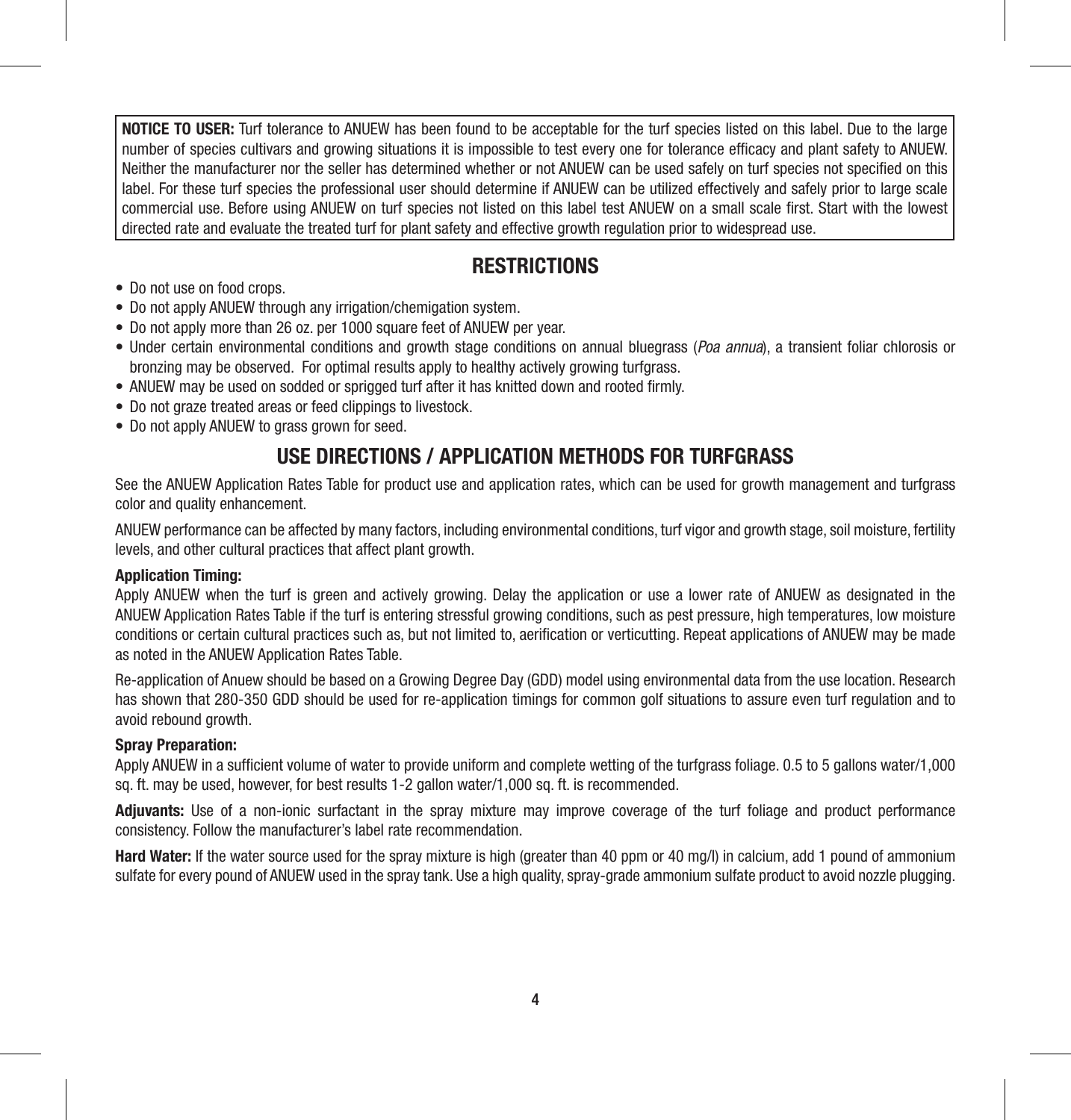**NOTICE TO USER:** Turf tolerance to ANUEW has been found to be acceptable for the turf species listed on this label. Due to the large number of species cultivars and growing situations it is impossible to test every one for tolerance efficacy and plant safety to ANUEW. Neither the manufacturer nor the seller has determined whether or not ANUEW can be used safely on turf species not specified on this label. For these turf species the professional user should determine if ANUEW can be utilized effectively and safely prior to large scale commercial use. Before using ANUEW on turf species not listed on this label test ANUEW on a small scale first. Start with the lowest directed rate and evaluate the treated turf for plant safety and effective growth regulation prior to widespread use.

## RESTRICTIONS

- Do not use on food crops.
- Do not apply ANUEW through any irrigation/chemigation system.
- Do not apply more than 26 oz. per 1000 square feet of ANUEW per year.
- Under certain environmental conditions and growth stage conditions on annual bluegrass (*Poa annua*), a transient foliar chlorosis or bronzing may be observed. For optimal results apply to healthy actively growing turfgrass.
- ANUEW may be used on sodded or sprigged turf after it has knitted down and rooted firmly.
- Do not graze treated areas or feed clippings to livestock.
- Do not apply ANUEW to grass grown for seed.

## USE DIRECTIONS / APPLICATION METHODS FOR TURFGRASS

See the ANUEW Application Rates Table for product use and application rates, which can be used for growth management and turfgrass color and quality enhancement.

ANUEW performance can be affected by many factors, including environmental conditions, turf vigor and growth stage, soil moisture, fertility levels, and other cultural practices that affect plant growth.

**Application Timing:**
Apply ANUEW when the turf is green and actively growing. Delay the application or use a lower rate of ANUEW as designated in the ANUEW Application Rates Table if the turf is entering stressful growing conditions, such as pest pressure, high temperatures, low moisture conditions or certain cultural practices such as, but not limited to, aerification or verticutting. Repeat applications of ANUEW may be made as noted in the ANUEW Application Rates Table.

Re-application of Anuew should be based on a Growing Degree Day (GDD) model using environmental data from the use location. Research has shown that 280-350 GDD should be used for re-application timings for common golf situations to assure even turf regulation and to avoid rebound growth.

**Spray Preparation:**
Apply ANUEW in a sufficient volume of water to provide uniform and complete wetting of the turfgrass foliage. 0.5 to 5 gallons water/1,000 sq. ft. may be used, however, for best results 1-2 gallon water/1,000 sq. ft. is recommended.

**Adjuvants:** Use of a non-ionic surfactant in the spray mixture may improve coverage of the turf foliage and product performance consistency. Follow the manufacturer's label rate recommendation.

**Hard Water:** If the water source used for the spray mixture is high (greater than 40 ppm or 40 mg/l) in calcium, add 1 pound of ammonium sulfate for every pound of ANUEW used in the spray tank. Use a high quality, spray-grade ammonium sulfate product to avoid nozzle plugging.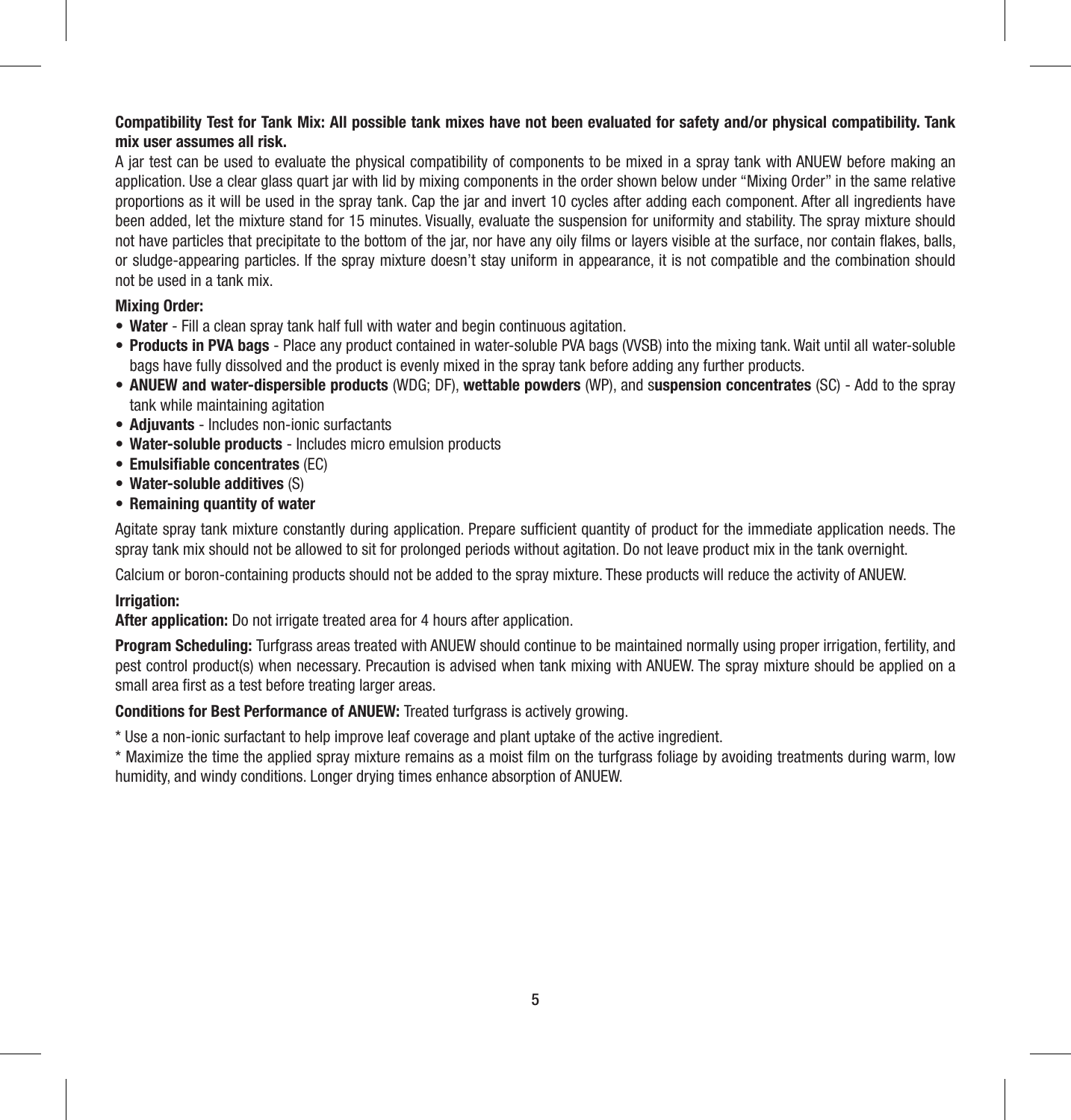**Compatibility Test for Tank Mix: All possible tank mixes have not been evaluated for safety and/or physical compatibility. Tank mix user assumes all risk.**

A jar test can be used to evaluate the physical compatibility of components to be mixed in a spray tank with ANUEW before making an application. Use a clear glass quart jar with lid by mixing components in the order shown below under "Mixing Order" in the same relative proportions as it will be used in the spray tank. Cap the jar and invert 10 cycles after adding each component. After all ingredients have been added, let the mixture stand for 15 minutes. Visually, evaluate the suspension for uniformity and stability. The spray mixture should not have particles that precipitate to the bottom of the jar, nor have any oily films or layers visible at the surface, nor contain flakes, balls, or sludge-appearing particles. If the spray mixture doesn't stay uniform in appearance, it is not compatible and the combination should not be used in a tank mix.

**Mixing Order:**

- **Water** - Fill a clean spray tank half full with water and begin continuous agitation.
- **Products in PVA bags** - Place any product contained in water-soluble PVA bags (VVSB) into the mixing tank. Wait until all water-soluble bags have fully dissolved and the product is evenly mixed in the spray tank before adding any further products.
- **ANUEW and water-dispersible products** (WDG; DF), **wettable powders** (WP), and s**uspension concentrates** (SC) - Add to the spray tank while maintaining agitation
- **Adjuvants** - Includes non-ionic surfactants
- **Water-soluble products** - Includes micro emulsion products
- **Emulsifiable concentrates** (EC)
- **Water-soluble additives** (S)
- **Remaining quantity of water**

Agitate spray tank mixture constantly during application. Prepare sufficient quantity of product for the immediate application needs. The spray tank mix should not be allowed to sit for prolonged periods without agitation. Do not leave product mix in the tank overnight.

Calcium or boron-containing products should not be added to the spray mixture. These products will reduce the activity of ANUEW.

**Irrigation:**

**After application:** Do not irrigate treated area for 4 hours after application.

**Program Scheduling:** Turfgrass areas treated with ANUEW should continue to be maintained normally using proper irrigation, fertility, and pest control product(s) when necessary. Precaution is advised when tank mixing with ANUEW. The spray mixture should be applied on a small area first as a test before treating larger areas.

**Conditions for Best Performance of ANUEW:** Treated turfgrass is actively growing.

* Use a non-ionic surfactant to help improve leaf coverage and plant uptake of the active ingredient.

* Maximize the time the applied spray mixture remains as a moist film on the turfgrass foliage by avoiding treatments during warm, low humidity, and windy conditions. Longer drying times enhance absorption of ANUEW.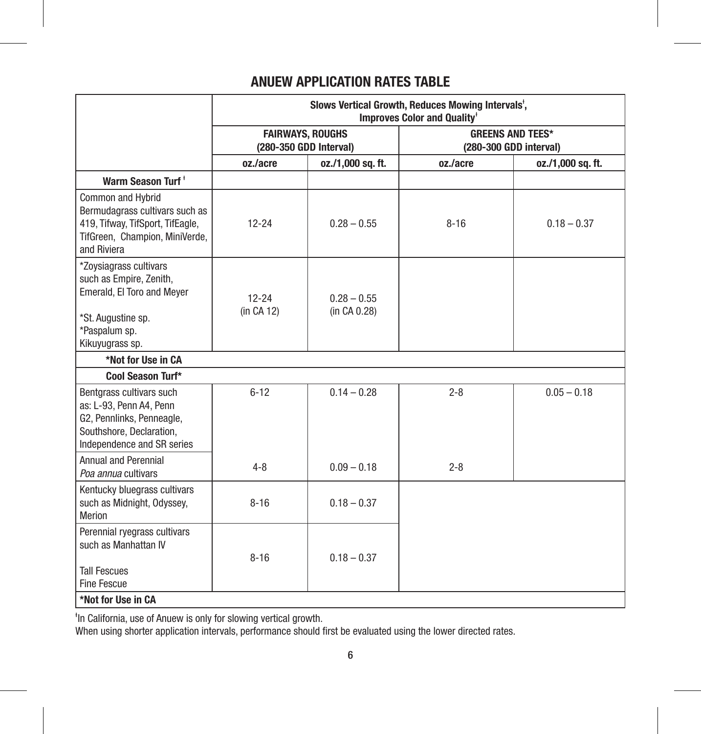## ANUEW APPLICATION RATES TABLE

| | Slows Vertical Growth, Reduces Mowing Intervals‡, Improves Color and Quality‡ | | | |
|---|---|---|---|---|
| | FAIRWAYS, ROUGHS (280-350 GDD Interval) | | GREENS AND TEES* (280-300 GDD interval) | |
| | oz./acre | oz./1,000 sq. ft. | oz./acre | oz./1,000 sq. ft. |
| **Warm Season Turf ‡** | | | | |
| Common and Hybrid Bermudagrass cultivars such as 419, Tifway, TifSport, TifEagle, TifGreen, Champion, MiniVerde, and Riviera | 12-24 | 0.28 – 0.55 | 8-16 | 0.18 – 0.37 |
| *Zoysiagrass cultivars such as Empire, Zenith, Emerald, El Toro and Meyer<br><br>*St. Augustine sp.<br>*Paspalum sp.<br>Kikuyugrass sp. | 12-24 (in CA 12) | 0.28 – 0.55 (in CA 0.28) | | |
| **\*Not for Use in CA** | | | | |
| **Cool Season Turf*** | | | | |
| Bentgrass cultivars such as: L-93, Penn A4, Penn G2, Pennlinks, Penneagle, Southshore, Declaration, Independence and SR series | 6-12 | 0.14 – 0.28 | 2-8 | 0.05 – 0.18 |
| Annual and Perennial *Poa annua* cultivars | 4-8 | 0.09 – 0.18 | 2-8 | |
| Kentucky bluegrass cultivars such as Midnight, Odyssey, Merion | 8-16 | 0.18 – 0.37 | | |
| Perennial ryegrass cultivars such as Manhattan IV<br><br>Tall Fescues<br>Fine Fescue | 8-16 | 0.18 – 0.37 | | |
| **\*Not for Use in CA** | | | | |

‡In California, use of Anuew is only for slowing vertical growth.
When using shorter application intervals, performance should first be evaluated using the lower directed rates.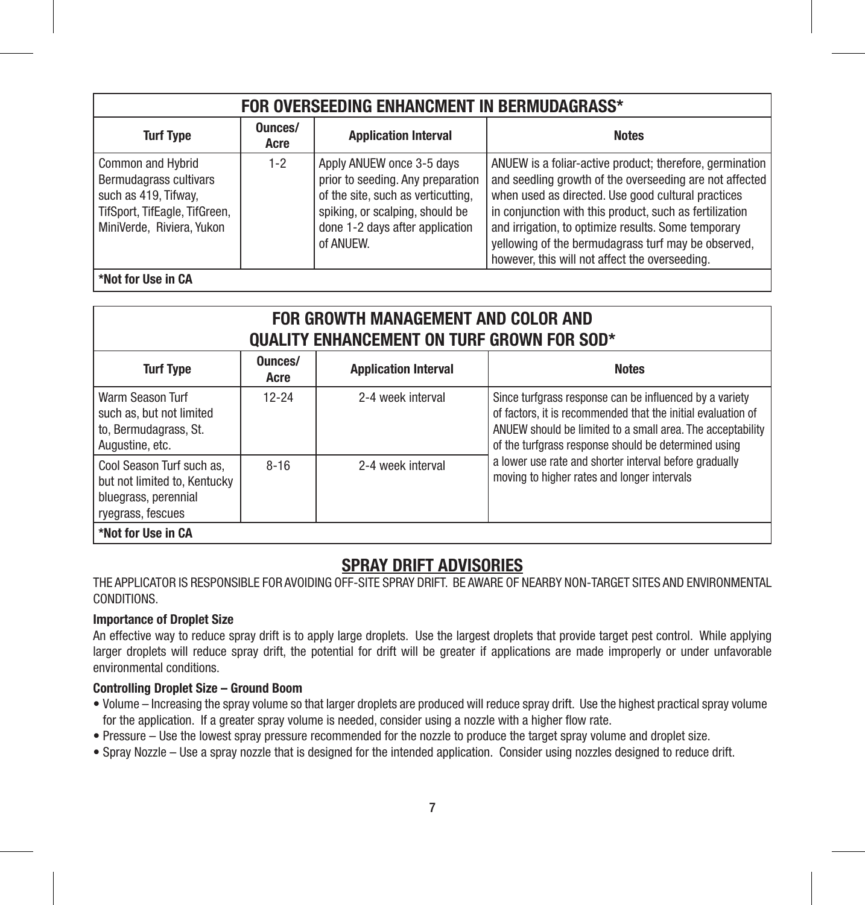| FOR OVERSEEDING ENHANCMENT IN BERMUDAGRASS* | | | |
|---|---|---|---|
| **Turf Type** | **Ounces/ Acre** | **Application Interval** | **Notes** |
| Common and Hybrid Bermudagrass cultivars such as 419, Tifway, TifSport, TifEagle, TifGreen, MiniVerde, Riviera, Yukon | 1-2 | Apply ANUEW once 3-5 days prior to seeding. Any preparation of the site, such as verticutting, spiking, or scalping, should be done 1-2 days after application of ANUEW. | ANUEW is a foliar-active product; therefore, germination and seedling growth of the overseeding are not affected when used as directed. Use good cultural practices in conjunction with this product, such as fertilization and irrigation, to optimize results. Some temporary yellowing of the bermudagrass turf may be observed, however, this will not affect the overseeding. |
| **\*Not for Use in CA** | | | |

| FOR GROWTH MANAGEMENT AND COLOR AND QUALITY ENHANCEMENT ON TURF GROWN FOR SOD* | | | |
|---|---|---|---|
| **Turf Type** | **Ounces/ Acre** | **Application Interval** | **Notes** |
| Warm Season Turf such as, but not limited to, Bermudagrass, St. Augustine, etc. | 12-24 | 2-4 week interval | Since turfgrass response can be influenced by a variety of factors, it is recommended that the initial evaluation of ANUEW should be limited to a small area. The acceptability of the turfgrass response should be determined using a lower use rate and shorter interval before gradually moving to higher rates and longer intervals |
| Cool Season Turf such as, but not limited to, Kentucky bluegrass, perennial ryegrass, fescues | 8-16 | 2-4 week interval | |
| **\*Not for Use in CA** | | | |

## SPRAY DRIFT ADVISORIES

THE APPLICATOR IS RESPONSIBLE FOR AVOIDING OFF-SITE SPRAY DRIFT. BE AWARE OF NEARBY NON-TARGET SITES AND ENVIRONMENTAL CONDITIONS.

**Importance of Droplet Size**

An effective way to reduce spray drift is to apply large droplets. Use the largest droplets that provide target pest control. While applying larger droplets will reduce spray drift, the potential for drift will be greater if applications are made improperly or under unfavorable environmental conditions.

**Controlling Droplet Size – Ground Boom**

- Volume – Increasing the spray volume so that larger droplets are produced will reduce spray drift. Use the highest practical spray volume for the application. If a greater spray volume is needed, consider using a nozzle with a higher flow rate.
- Pressure – Use the lowest spray pressure recommended for the nozzle to produce the target spray volume and droplet size.
- Spray Nozzle – Use a spray nozzle that is designed for the intended application. Consider using nozzles designed to reduce drift.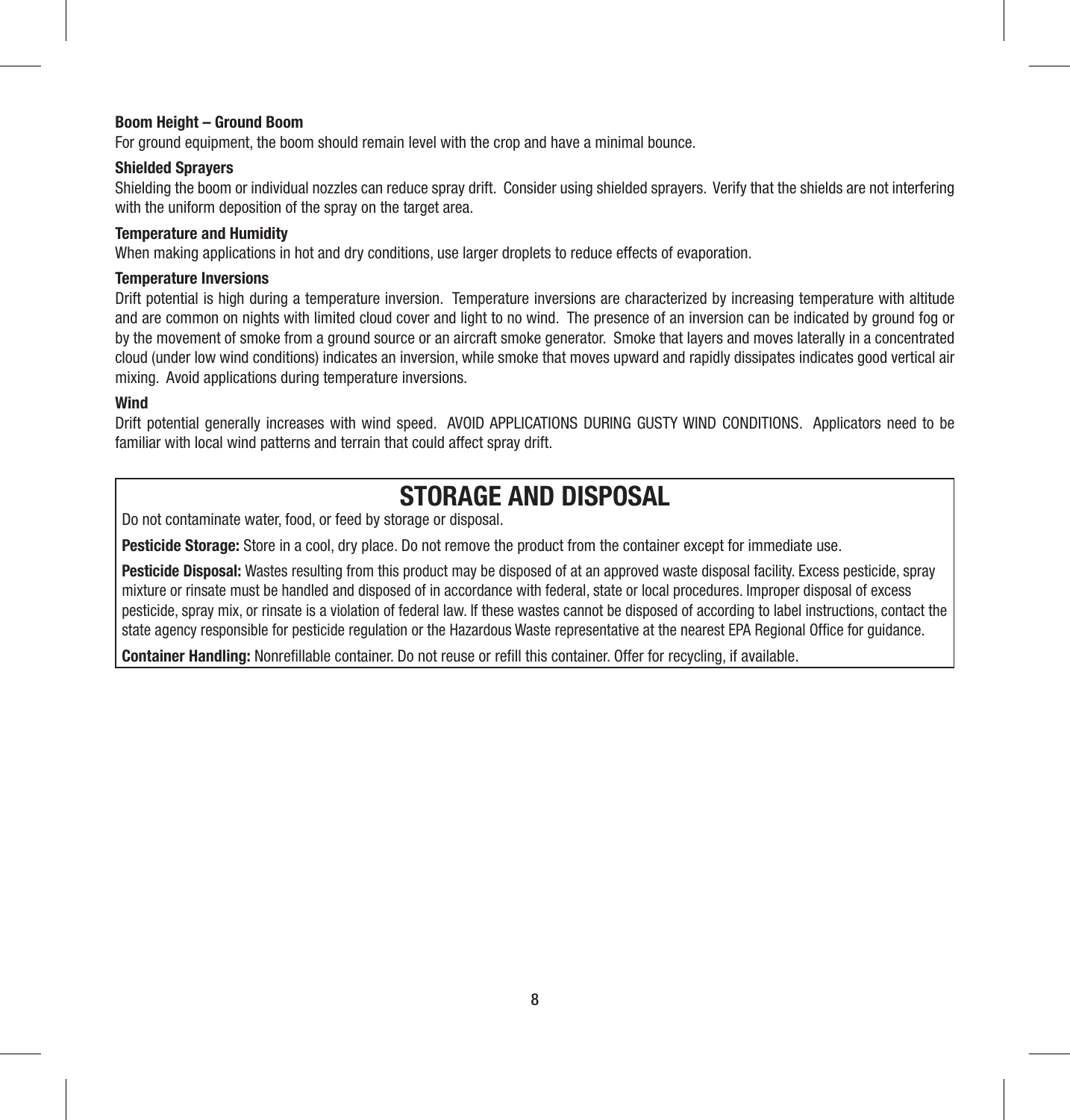**Boom Height – Ground Boom**

For ground equipment, the boom should remain level with the crop and have a minimal bounce.

**Shielded Sprayers**

Shielding the boom or individual nozzles can reduce spray drift. Consider using shielded sprayers. Verify that the shields are not interfering with the uniform deposition of the spray on the target area.

**Temperature and Humidity**

When making applications in hot and dry conditions, use larger droplets to reduce effects of evaporation.

**Temperature Inversions**

Drift potential is high during a temperature inversion. Temperature inversions are characterized by increasing temperature with altitude and are common on nights with limited cloud cover and light to no wind. The presence of an inversion can be indicated by ground fog or by the movement of smoke from a ground source or an aircraft smoke generator. Smoke that layers and moves laterally in a concentrated cloud (under low wind conditions) indicates an inversion, while smoke that moves upward and rapidly dissipates indicates good vertical air mixing. Avoid applications during temperature inversions.

**Wind**

Drift potential generally increases with wind speed. AVOID APPLICATIONS DURING GUSTY WIND CONDITIONS. Applicators need to be familiar with local wind patterns and terrain that could affect spray drift.

# STORAGE AND DISPOSAL

Do not contaminate water, food, or feed by storage or disposal.

**Pesticide Storage:** Store in a cool, dry place. Do not remove the product from the container except for immediate use.

**Pesticide Disposal:** Wastes resulting from this product may be disposed of at an approved waste disposal facility. Excess pesticide, spray mixture or rinsate must be handled and disposed of in accordance with federal, state or local procedures. Improper disposal of excess pesticide, spray mix, or rinsate is a violation of federal law. If these wastes cannot be disposed of according to label instructions, contact the state agency responsible for pesticide regulation or the Hazardous Waste representative at the nearest EPA Regional Office for guidance.

**Container Handling:** Nonrefillable container. Do not reuse or refill this container. Offer for recycling, if available.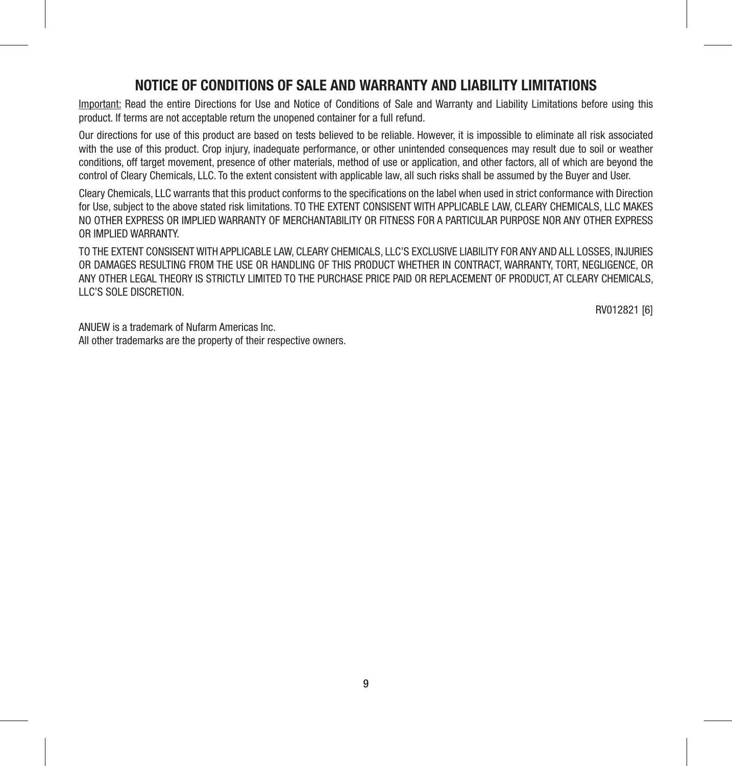## NOTICE OF CONDITIONS OF SALE AND WARRANTY AND LIABILITY LIMITATIONS

Important: Read the entire Directions for Use and Notice of Conditions of Sale and Warranty and Liability Limitations before using this product. If terms are not acceptable return the unopened container for a full refund.

Our directions for use of this product are based on tests believed to be reliable. However, it is impossible to eliminate all risk associated with the use of this product. Crop injury, inadequate performance, or other unintended consequences may result due to soil or weather conditions, off target movement, presence of other materials, method of use or application, and other factors, all of which are beyond the control of Cleary Chemicals, LLC. To the extent consistent with applicable law, all such risks shall be assumed by the Buyer and User.

Cleary Chemicals, LLC warrants that this product conforms to the specifications on the label when used in strict conformance with Direction for Use, subject to the above stated risk limitations. TO THE EXTENT CONSISENT WITH APPLICABLE LAW, CLEARY CHEMICALS, LLC MAKES NO OTHER EXPRESS OR IMPLIED WARRANTY OF MERCHANTABILITY OR FITNESS FOR A PARTICULAR PURPOSE NOR ANY OTHER EXPRESS OR IMPLIED WARRANTY.

TO THE EXTENT CONSISENT WITH APPLICABLE LAW, CLEARY CHEMICALS, LLC'S EXCLUSIVE LIABILITY FOR ANY AND ALL LOSSES, INJURIES OR DAMAGES RESULTING FROM THE USE OR HANDLING OF THIS PRODUCT WHETHER IN CONTRACT, WARRANTY, TORT, NEGLIGENCE, OR ANY OTHER LEGAL THEORY IS STRICTLY LIMITED TO THE PURCHASE PRICE PAID OR REPLACEMENT OF PRODUCT, AT CLEARY CHEMICALS, LLC'S SOLE DISCRETION.

RV012821 [6]

ANUEW is a trademark of Nufarm Americas Inc.
All other trademarks are the property of their respective owners.